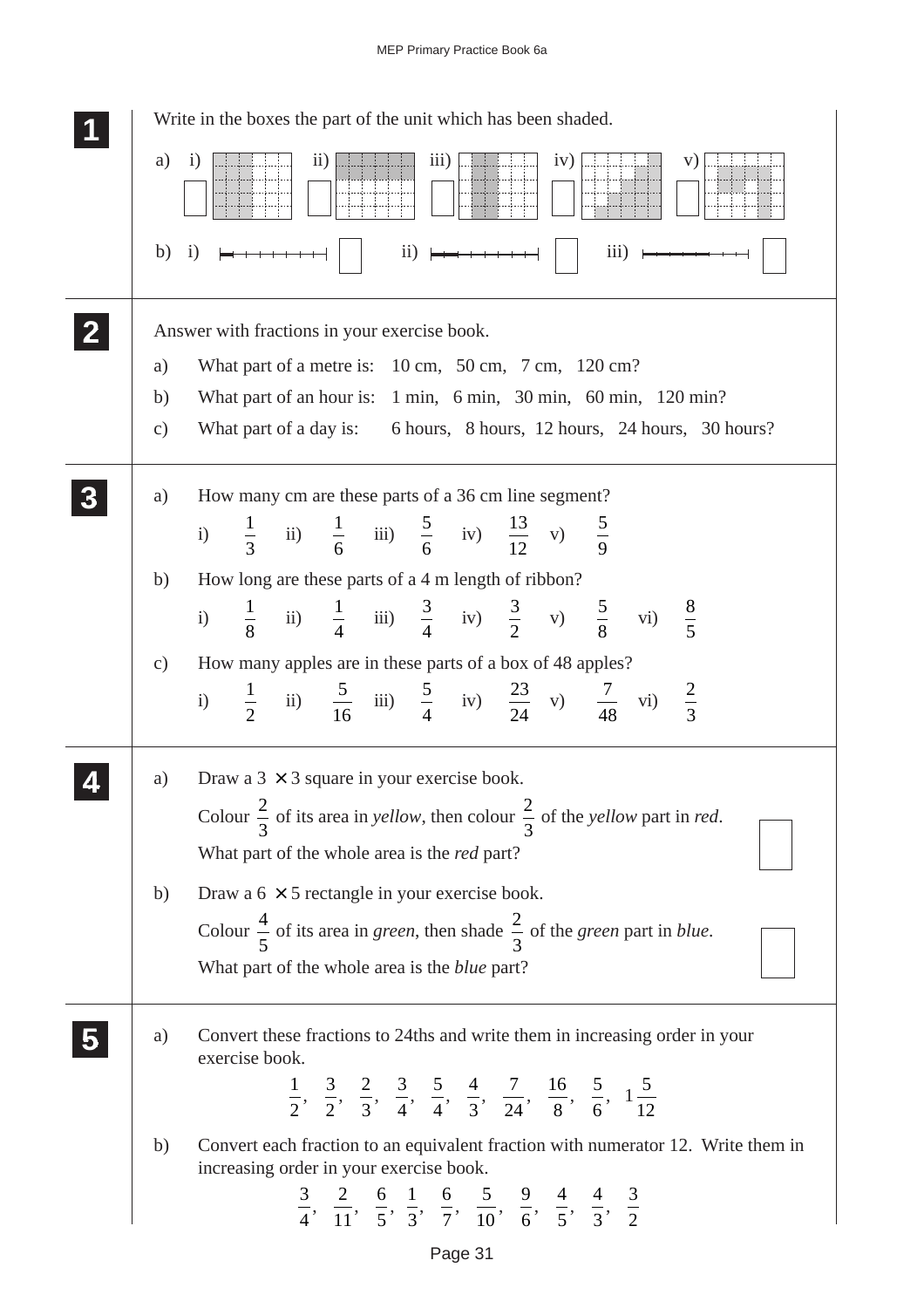**1** Write in the boxes the part of the unit which has been shaded.

a) i) ☐ ii) ☐ iii) ☐ iv) ☐ v) ☐

b) i) ☐ ii) ☐ iii) ☐

**2** Answer with fractions in your exercise book.

a) What part of a metre is: 10 cm, 50 cm, 7 cm, 120 cm?

b) What part of an hour is: 1 min, 6 min, 30 min, 60 min, 120 min?

c) What part of a day is: 6 hours, 8 hours, 12 hours, 24 hours, 30 hours?

**3**

a) How many cm are these parts of a 36 cm line segment?

i) $\frac{1}{3}$ ii) $\frac{1}{6}$ iii) $\frac{5}{6}$ iv) $\frac{13}{12}$ v) $\frac{5}{9}$

b) How long are these parts of a 4 m length of ribbon?

i) $\frac{1}{8}$ ii) $\frac{1}{4}$ iii) $\frac{3}{4}$ iv) $\frac{3}{2}$ v) $\frac{5}{8}$ vi) $\frac{8}{5}$

c) How many apples are in these parts of a box of 48 apples?

i) $\frac{1}{2}$ ii) $\frac{5}{16}$ iii) $\frac{5}{4}$ iv) $\frac{23}{24}$ v) $\frac{7}{48}$ vi) $\frac{2}{3}$

**4**

a) Draw a $3 \times 3$ square in your exercise book.

Colour $\frac{2}{3}$ of its area in *yellow*, then colour $\frac{2}{3}$ of the *yellow* part in *red*.

What part of the whole area is the *red* part? ☐

b) Draw a $6 \times 5$ rectangle in your exercise book.

Colour $\frac{4}{5}$ of its area in *green*, then shade $\frac{2}{3}$ of the *green* part in *blue*.

What part of the whole area is the *blue* part? ☐

**5**

a) Convert these fractions to 24ths and write them in increasing order in your exercise book.

$$\frac{1}{2},\ \frac{3}{2},\ \frac{2}{3},\ \frac{3}{4},\ \frac{5}{4},\ \frac{4}{3},\ \frac{7}{24},\ \frac{16}{8},\ \frac{5}{6},\ 1\frac{5}{12}$$

b) Convert each fraction to an equivalent fraction with numerator 12. Write them in increasing order in your exercise book.

$$\frac{3}{4},\ \frac{2}{11},\ \frac{6}{5},\ \frac{1}{3},\ \frac{6}{7},\ \frac{5}{10},\ \frac{9}{6},\ \frac{4}{5},\ \frac{4}{3},\ \frac{3}{2}$$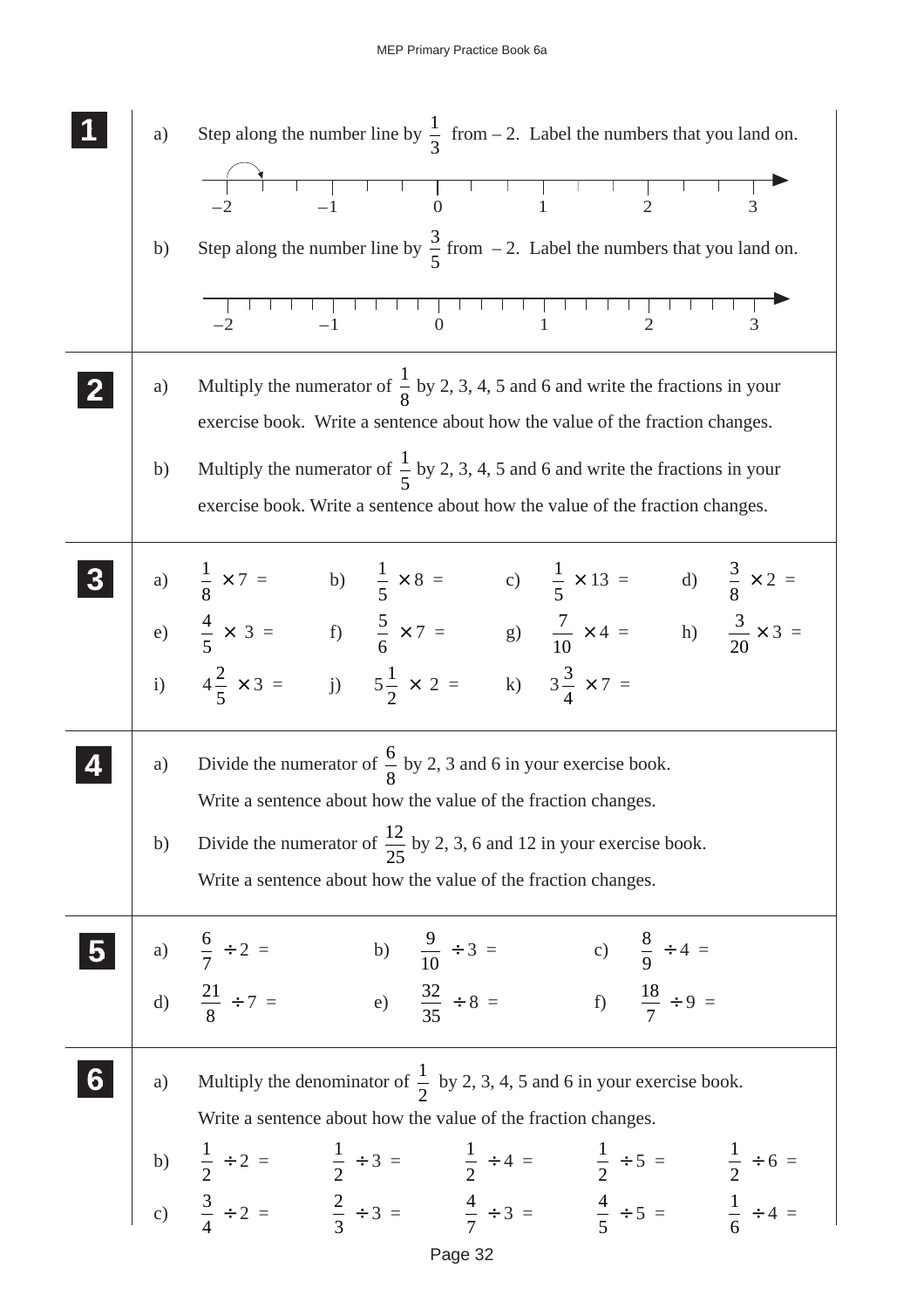**1**

a) Step along the number line by $\frac{1}{3}$ from – 2. Label the numbers that you land on.

–2 –1 0 1 2 3

b) Step along the number line by $\frac{3}{5}$ from – 2. Label the numbers that you land on.

–2 –1 0 1 2 3

**2**

a) Multiply the numerator of $\frac{1}{8}$ by 2, 3, 4, 5 and 6 and write the fractions in your exercise book. Write a sentence about how the value of the fraction changes.

b) Multiply the numerator of $\frac{1}{5}$ by 2, 3, 4, 5 and 6 and write the fractions in your exercise book. Write a sentence about how the value of the fraction changes.

**3**

a) $\frac{1}{8} \times 7 =$ b) $\frac{1}{5} \times 8 =$ c) $\frac{1}{5} \times 13 =$ d) $\frac{3}{8} \times 2 =$

e) $\frac{4}{5} \times 3 =$ f) $\frac{5}{6} \times 7 =$ g) $\frac{7}{10} \times 4 =$ h) $\frac{3}{20} \times 3 =$

i) $4\frac{2}{5} \times 3 =$ j) $5\frac{1}{2} \times 2 =$ k) $3\frac{3}{4} \times 7 =$

**4**

a) Divide the numerator of $\frac{6}{8}$ by 2, 3 and 6 in your exercise book. Write a sentence about how the value of the fraction changes.

b) Divide the numerator of $\frac{12}{25}$ by 2, 3, 6 and 12 in your exercise book. Write a sentence about how the value of the fraction changes.

**5**

a) $\frac{6}{7} \div 2 =$ b) $\frac{9}{10} \div 3 =$ c) $\frac{8}{9} \div 4 =$

d) $\frac{21}{8} \div 7 =$ e) $\frac{32}{35} \div 8 =$ f) $\frac{18}{7} \div 9 =$

**6**

a) Multiply the denominator of $\frac{1}{2}$ by 2, 3, 4, 5 and 6 in your exercise book. Write a sentence about how the value of the fraction changes.

b) $\frac{1}{2} \div 2 =$ $\frac{1}{2} \div 3 =$ $\frac{1}{2} \div 4 =$ $\frac{1}{2} \div 5 =$ $\frac{1}{2} \div 6 =$

c) $\frac{3}{4} \div 2 =$ $\frac{2}{3} \div 3 =$ $\frac{4}{7} \div 3 =$ $\frac{4}{5} \div 5 =$ $\frac{1}{6} \div 4 =$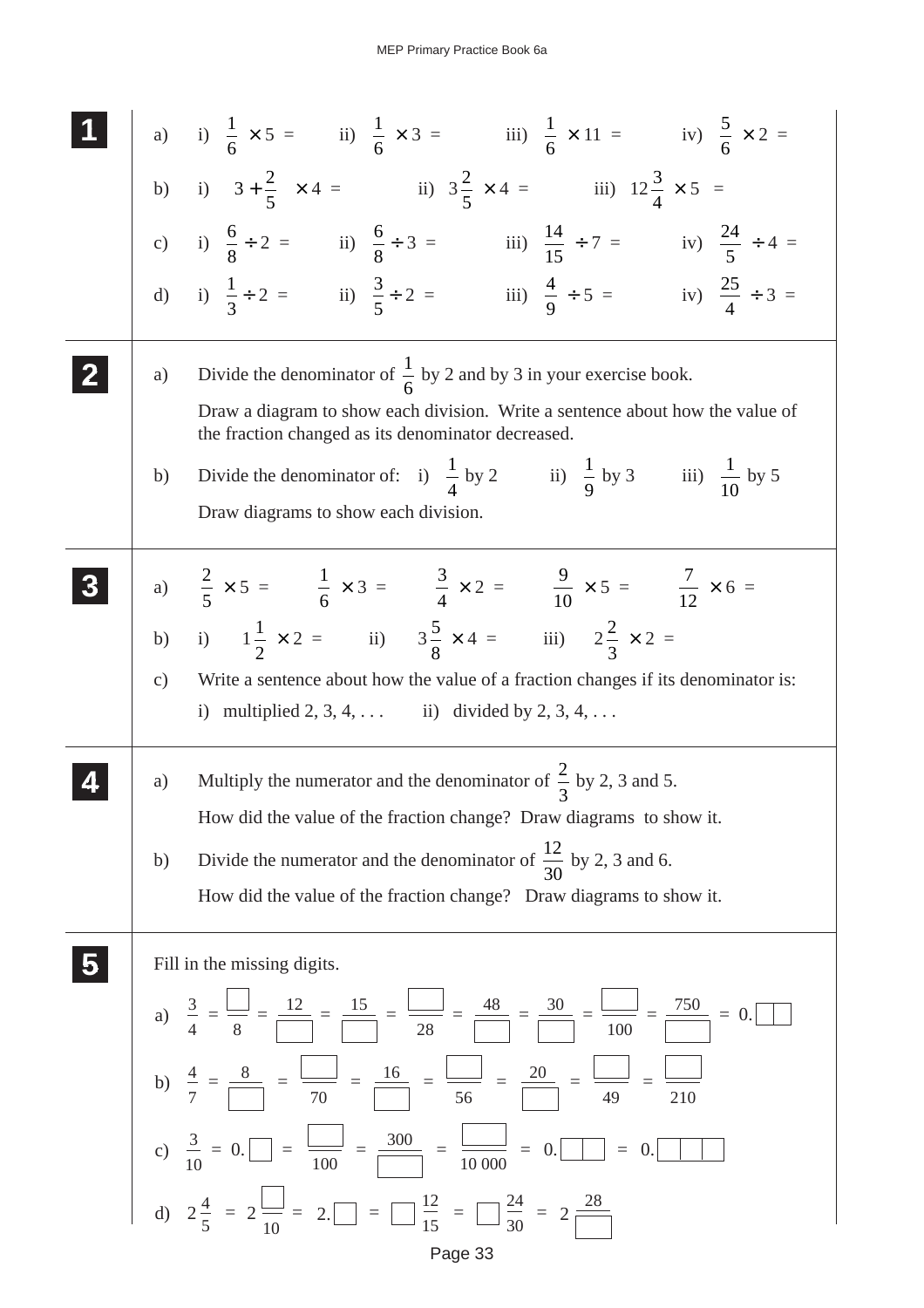**1**

a) i) $\frac{1}{6} \times 5 =$ ii) $\frac{1}{6} \times 3 =$ iii) $\frac{1}{6} \times 11 =$ iv) $\frac{5}{6} \times 2 =$

b) i) $3 + \frac{2}{5} \times 4 =$ ii) $3\frac{2}{5} \times 4 =$ iii) $12\frac{3}{4} \times 5 =$

c) i) $\frac{6}{8} \div 2 =$ ii) $\frac{6}{8} \div 3 =$ iii) $\frac{14}{15} \div 7 =$ iv) $\frac{24}{5} \div 4 =$

d) i) $\frac{1}{3} \div 2 =$ ii) $\frac{3}{5} \div 2 =$ iii) $\frac{4}{9} \div 5 =$ iv) $\frac{25}{4} \div 3 =$

**2**

a) Divide the denominator of $\frac{1}{6}$ by 2 and by 3 in your exercise book.

Draw a diagram to show each division. Write a sentence about how the value of the fraction changed as its denominator decreased.

b) Divide the denominator of: i) $\frac{1}{4}$ by 2 ii) $\frac{1}{9}$ by 3 iii) $\frac{1}{10}$ by 5

Draw diagrams to show each division.

**3**

a) $\frac{2}{5} \times 5 =$ $\frac{1}{6} \times 3 =$ $\frac{3}{4} \times 2 =$ $\frac{9}{10} \times 5 =$ $\frac{7}{12} \times 6 =$

b) i) $1\frac{1}{2} \times 2 =$ ii) $3\frac{5}{8} \times 4 =$ iii) $2\frac{2}{3} \times 2 =$

c) Write a sentence about how the value of a fraction changes if its denominator is:

i) multiplied 2, 3, 4, . . . ii) divided by 2, 3, 4, . . .

**4**

a) Multiply the numerator and the denominator of $\frac{2}{3}$ by 2, 3 and 5.

How did the value of the fraction change? Draw diagrams to show it.

b) Divide the numerator and the denominator of $\frac{12}{30}$ by 2, 3 and 6.

How did the value of the fraction change? Draw diagrams to show it.

**5**

Fill in the missing digits.

a) $\frac{3}{4} = \frac{\square}{8} = \frac{12}{\square} = \frac{15}{\square} = \frac{\square}{28} = \frac{48}{\square} = \frac{30}{\square} = \frac{\square}{100} = \frac{750}{\square} = 0.\square\square$

b) $\frac{4}{7} = \frac{8}{\square} = \frac{\square}{70} = \frac{16}{\square} = \frac{\square}{56} = \frac{20}{\square} = \frac{\square}{49} = \frac{\square}{210}$

c) $\frac{3}{10} = 0.\square = \frac{\square}{100} = \frac{300}{\square} = \frac{\square}{10\,000} = 0.\square\square = 0.\square\square\square$

d) $2\frac{4}{5} = 2\frac{\square}{10} = 2.\square = \square\frac{12}{15} = \square\frac{24}{30} = 2\frac{28}{\square}$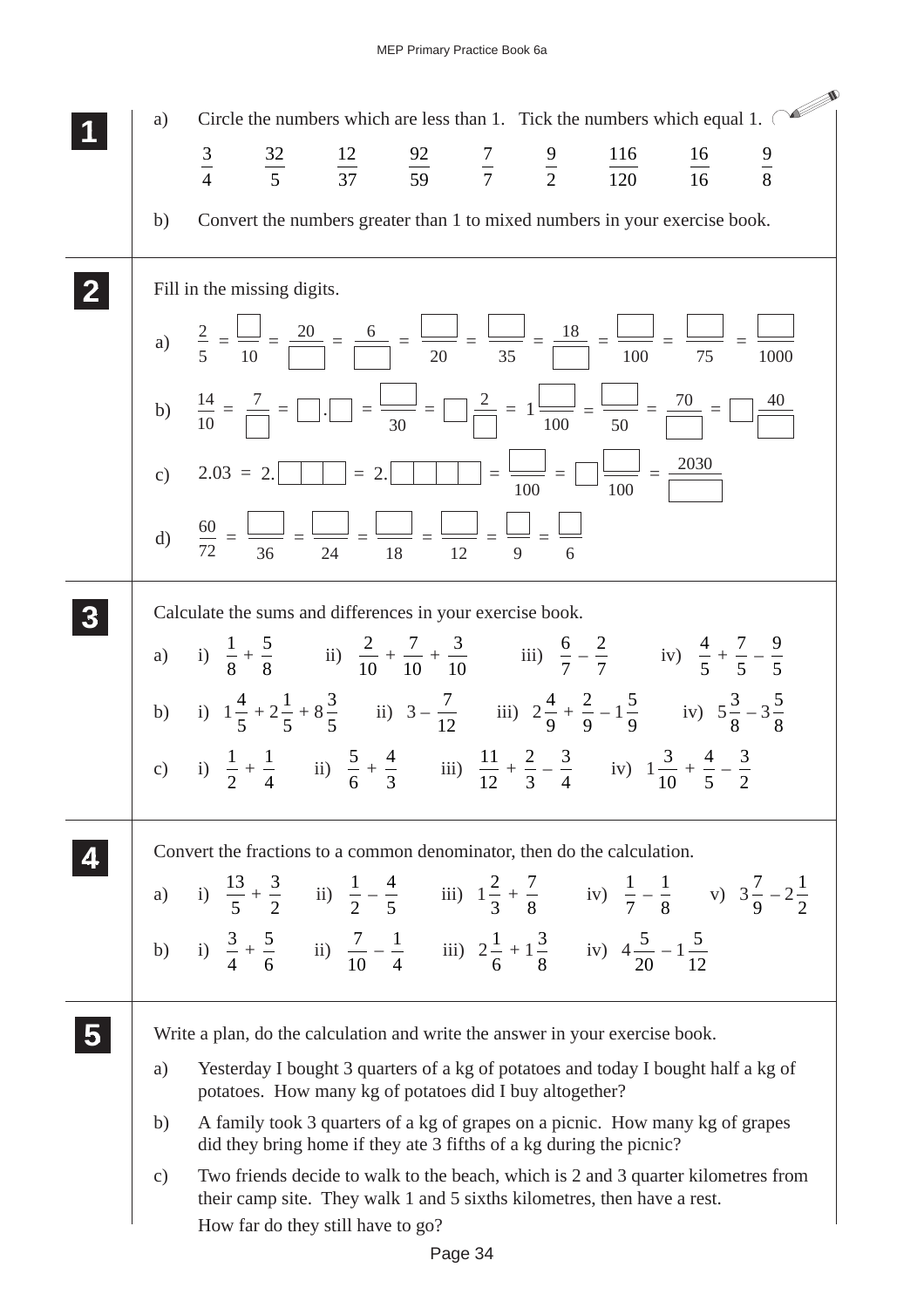**1**

a) Circle the numbers which are less than 1. Tick the numbers which equal 1.

$\frac{3}{4}$ $\frac{32}{5}$ $\frac{12}{37}$ $\frac{92}{59}$ $\frac{7}{7}$ $\frac{9}{2}$ $\frac{116}{120}$ $\frac{16}{16}$ $\frac{9}{8}$

b) Convert the numbers greater than 1 to mixed numbers in your exercise book.

**2**

Fill in the missing digits.

a) $\frac{2}{5} = \frac{\square}{10} = \frac{20}{\square} = \frac{6}{\square} = \frac{\square}{20} = \frac{\square}{35} = \frac{18}{\square} = \frac{\square}{100} = \frac{\square}{75} = \frac{\square}{1000}$

b) $\frac{14}{10} = \frac{7}{\square} = \square.\square = \frac{\square}{30} = \square\frac{2}{\square} = 1\frac{\square}{100} = \frac{\square}{50} = \frac{70}{\square} = \square\frac{40}{\square}$

c) $2.03 = 2.\square\square\square = 2.\square\square\square\square = \frac{\square}{100} = \square\frac{\square}{100} = \frac{2030}{\square}$

d) $\frac{60}{72} = \frac{\square}{36} = \frac{\square}{24} = \frac{\square}{18} = \frac{\square}{12} = \frac{\square}{9} = \frac{\square}{6}$

**3**

Calculate the sums and differences in your exercise book.

a) i) $\frac{1}{8} + \frac{5}{8}$ ii) $\frac{2}{10} + \frac{7}{10} + \frac{3}{10}$ iii) $\frac{6}{7} - \frac{2}{7}$ iv) $\frac{4}{5} + \frac{7}{5} - \frac{9}{5}$

b) i) $1\frac{4}{5} + 2\frac{1}{5} + 8\frac{3}{5}$ ii) $3 - \frac{7}{12}$ iii) $2\frac{4}{9} + \frac{2}{9} - 1\frac{5}{9}$ iv) $5\frac{3}{8} - 3\frac{5}{8}$

c) i) $\frac{1}{2} + \frac{1}{4}$ ii) $\frac{5}{6} + \frac{4}{3}$ iii) $\frac{11}{12} + \frac{2}{3} - \frac{3}{4}$ iv) $1\frac{3}{10} + \frac{4}{5} - \frac{3}{2}$

**4**

Convert the fractions to a common denominator, then do the calculation.

a) i) $\frac{13}{5} + \frac{3}{2}$ ii) $\frac{1}{2} - \frac{4}{5}$ iii) $1\frac{2}{3} + \frac{7}{8}$ iv) $\frac{1}{7} - \frac{1}{8}$ v) $3\frac{7}{9} - 2\frac{1}{2}$

b) i) $\frac{3}{4} + \frac{5}{6}$ ii) $\frac{7}{10} - \frac{1}{4}$ iii) $2\frac{1}{6} + 1\frac{3}{8}$ iv) $4\frac{5}{20} - 1\frac{5}{12}$

**5**

Write a plan, do the calculation and write the answer in your exercise book.

a) Yesterday I bought 3 quarters of a kg of potatoes and today I bought half a kg of potatoes. How many kg of potatoes did I buy altogether?

b) A family took 3 quarters of a kg of grapes on a picnic. How many kg of grapes did they bring home if they ate 3 fifths of a kg during the picnic?

c) Two friends decide to walk to the beach, which is 2 and 3 quarter kilometres from their camp site. They walk 1 and 5 sixths kilometres, then have a rest.
How far do they still have to go?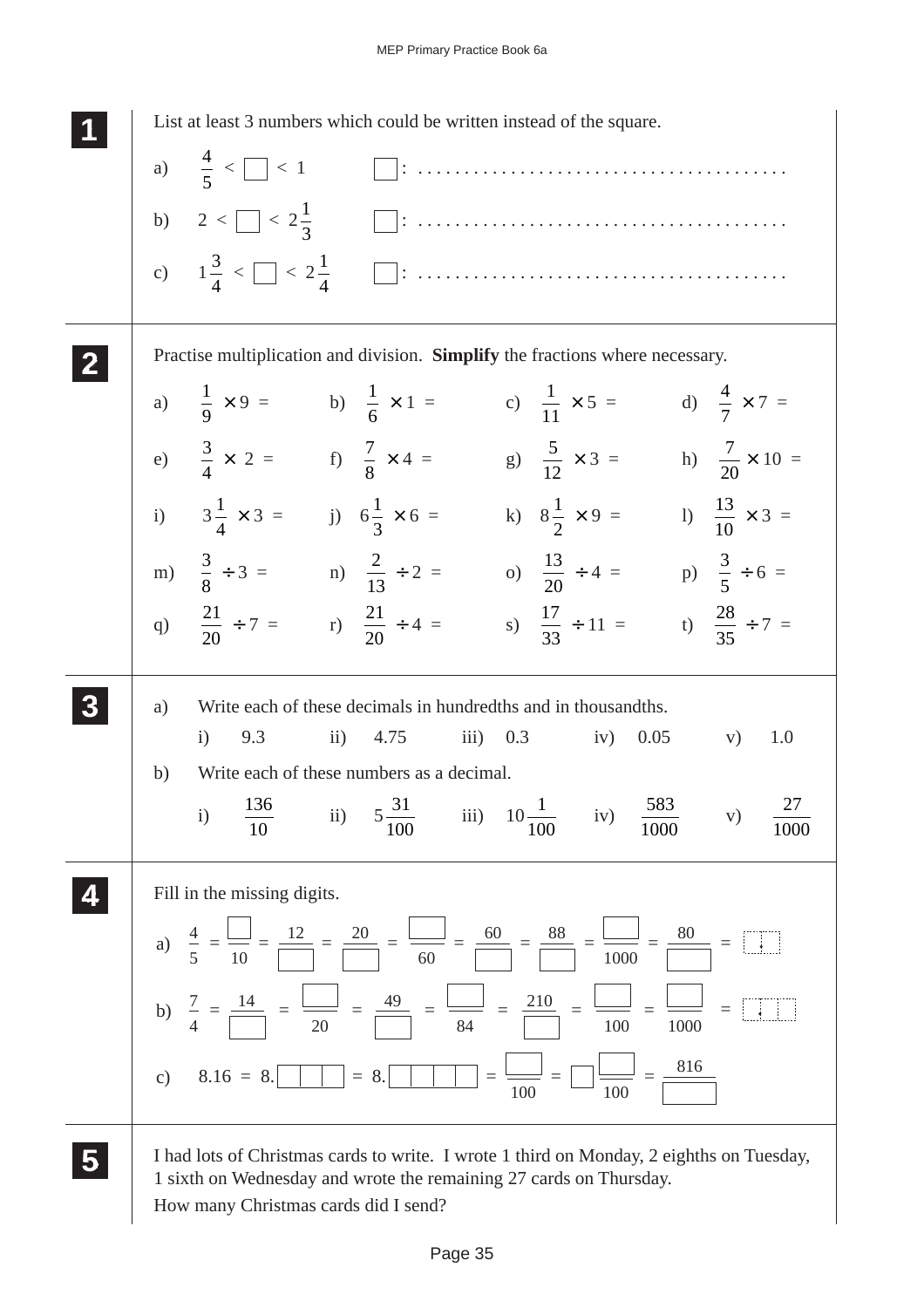## 1

List at least 3 numbers which could be written instead of the square.

a) $\frac{4}{5} < \square < 1$   $\square$: ......................................

b) $2 < \square < 2\frac{1}{3}$   $\square$: ......................................

c) $1\frac{3}{4} < \square < 2\frac{1}{4}$   $\square$: ......................................

## 2

Practise multiplication and division. **Simplify** the fractions where necessary.

a) $\frac{1}{9} \times 9 =$   b) $\frac{1}{6} \times 1 =$   c) $\frac{1}{11} \times 5 =$   d) $\frac{4}{7} \times 7 =$

e) $\frac{3}{4} \times 2 =$   f) $\frac{7}{8} \times 4 =$   g) $\frac{5}{12} \times 3 =$   h) $\frac{7}{20} \times 10 =$

i) $3\frac{1}{4} \times 3 =$   j) $6\frac{1}{3} \times 6 =$   k) $8\frac{1}{2} \times 9 =$   l) $\frac{13}{10} \times 3 =$

m) $\frac{3}{8} \div 3 =$   n) $\frac{2}{13} \div 2 =$   o) $\frac{13}{20} \div 4 =$   p) $\frac{3}{5} \div 6 =$

q) $\frac{21}{20} \div 7 =$   r) $\frac{21}{20} \div 4 =$   s) $\frac{17}{33} \div 11 =$   t) $\frac{28}{35} \div 7 =$

## 3

a) Write each of these decimals in hundredths and in thousandths.

i) 9.3   ii) 4.75   iii) 0.3   iv) 0.05   v) 1.0

b) Write each of these numbers as a decimal.

i) $\frac{136}{10}$   ii) $5\frac{31}{100}$   iii) $10\frac{1}{100}$   iv) $\frac{583}{1000}$   v) $\frac{27}{1000}$

## 4

Fill in the missing digits.

a) $\frac{4}{5} = \frac{\square}{10} = \frac{12}{\square} = \frac{20}{\square} = \frac{\square}{60} = \frac{60}{\square} = \frac{88}{\square} = \frac{\square}{1000} = \frac{80}{\square} = \square.\square$

b) $\frac{7}{4} = \frac{14}{\square} = \frac{\square}{20} = \frac{49}{\square} = \frac{\square}{84} = \frac{210}{\square} = \frac{\square}{100} = \frac{\square}{1000} = \square.\square\square$

c) $8.16 = 8.\square\square\square = 8.\square\square\square\square = \frac{\square}{100} = \square\frac{\square}{100} = \frac{816}{\square}$

## 5

I had lots of Christmas cards to write. I wrote 1 third on Monday, 2 eighths on Tuesday, 1 sixth on Wednesday and wrote the remaining 27 cards on Thursday.

How many Christmas cards did I send?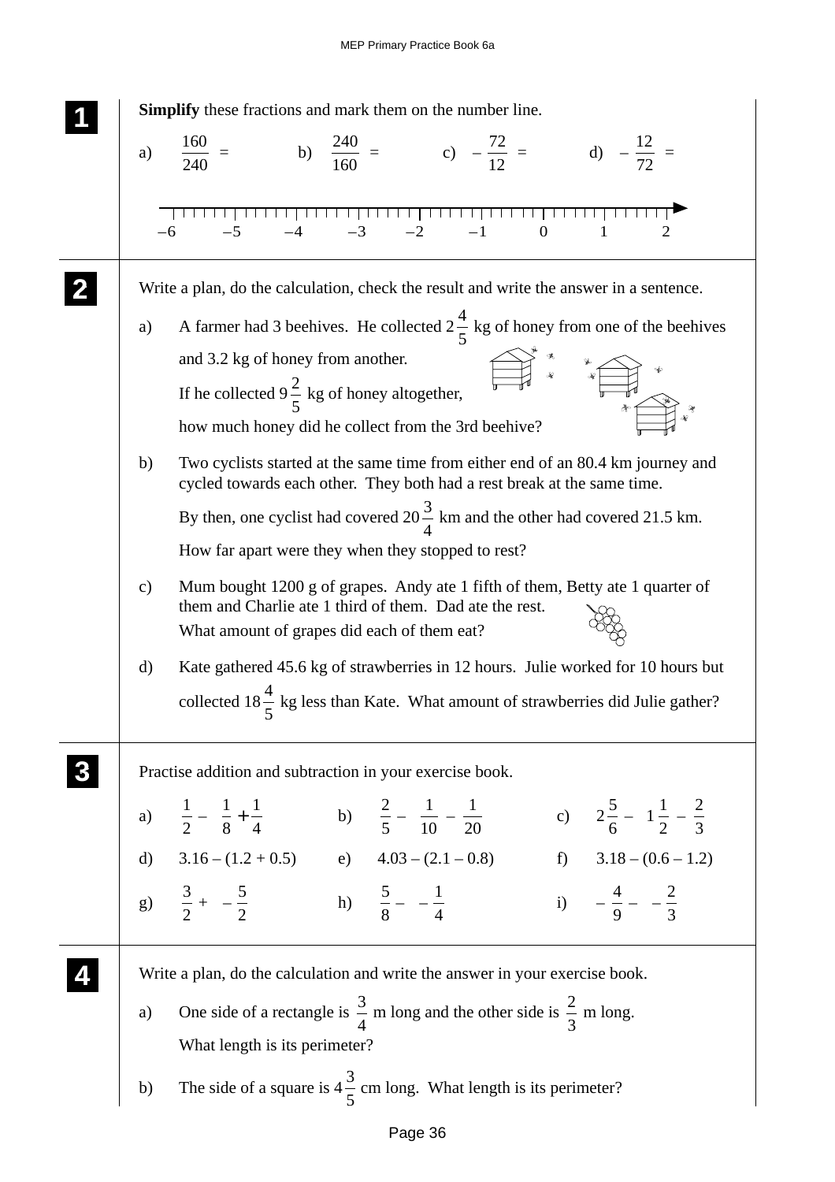## 1

**Simplify** these fractions and mark them on the number line.

a) $\dfrac{160}{240}$ =  b) $\dfrac{240}{160}$ =  c) $-\dfrac{72}{12}$ =  d) $-\dfrac{12}{72}$ =

–6  –5  –4  –3  –2  –1  0  1  2

## 2

Write a plan, do the calculation, check the result and write the answer in a sentence.

a) A farmer had 3 beehives. He collected $2\frac{4}{5}$ kg of honey from one of the beehives and 3.2 kg of honey from another.
If he collected $9\frac{2}{5}$ kg of honey altogether,
how much honey did he collect from the 3rd beehive?

b) Two cyclists started at the same time from either end of an 80.4 km journey and cycled towards each other. They both had a rest break at the same time.
By then, one cyclist had covered $20\frac{3}{4}$ km and the other had covered 21.5 km.
How far apart were they when they stopped to rest?

c) Mum bought 1200 g of grapes. Andy ate 1 fifth of them, Betty ate 1 quarter of them and Charlie ate 1 third of them. Dad ate the rest.
What amount of grapes did each of them eat?

d) Kate gathered 45.6 kg of strawberries in 12 hours. Julie worked for 10 hours but collected $18\frac{4}{5}$ kg less than Kate. What amount of strawberries did Julie gather?

## 3

Practise addition and subtraction in your exercise book.

a) $\dfrac{1}{2} - \left(\dfrac{1}{8} + \dfrac{1}{4}\right)$  b) $\dfrac{2}{5} - \left(\dfrac{1}{10} - \dfrac{1}{20}\right)$  c) $2\dfrac{5}{6} - \left(1\dfrac{1}{2} - \dfrac{2}{3}\right)$

d) 3.16 – (1.2 + 0.5)  e) 4.03 – (2.1 – 0.8)  f) 3.18 – (0.6 – 1.2)

g) $\dfrac{3}{2} + \left(-\dfrac{5}{2}\right)$  h) $\dfrac{5}{8} - \left(-\dfrac{1}{4}\right)$  i) $\left(-\dfrac{4}{9}\right) - \left(-\dfrac{2}{3}\right)$

## 4

Write a plan, do the calculation and write the answer in your exercise book.

a) One side of a rectangle is $\frac{3}{4}$ m long and the other side is $\frac{2}{3}$ m long.
What length is its perimeter?

b) The side of a square is $4\frac{3}{5}$ cm long. What length is its perimeter?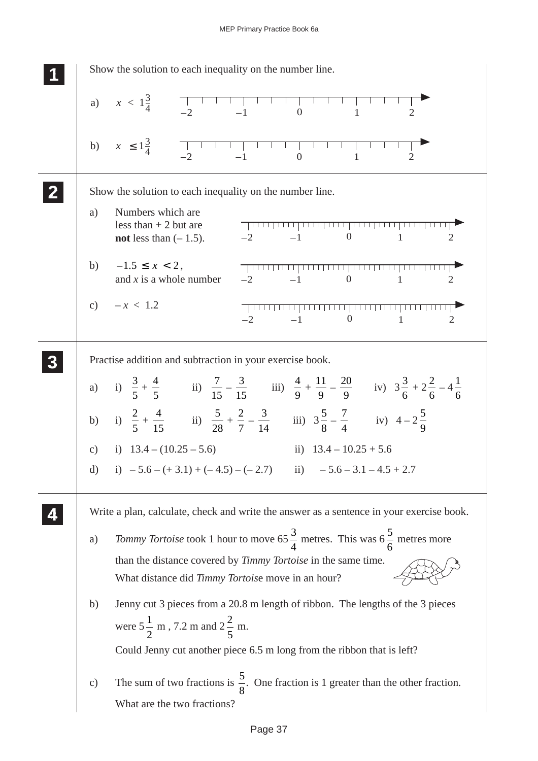**1** Show the solution to each inequality on the number line.

a) $x < 1\frac{3}{4}$

–2 –1 0 1 2

b) $x \le 1\frac{3}{4}$

–2 –1 0 1 2

**2** Show the solution to each inequality on the number line.

a) Numbers which are less than + 2 but are **not** less than (– 1.5).

–2 –1 0 1 2

b) $-1.5 \le x < 2$, and $x$ is a whole number

–2 –1 0 1 2

c) $-x < 1.2$

–2 –1 0 1 2

**3** Practise addition and subtraction in your exercise book.

a) i) $\frac{3}{5} + \frac{4}{5}$ ii) $\frac{7}{15} - \frac{3}{15}$ iii) $\frac{4}{9} + \frac{11}{9} - \frac{20}{9}$ iv) $3\frac{3}{6} + 2\frac{2}{6} - 4\frac{1}{6}$

b) i) $\frac{2}{5} + \frac{4}{15}$ ii) $\frac{5}{28} + \frac{2}{7} - \frac{3}{14}$ iii) $3\frac{5}{8} - \frac{7}{4}$ iv) $4 - 2\frac{5}{9}$

c) i) $13.4 - (10.25 - 5.6)$ ii) $13.4 - 10.25 + 5.6$

d) i) $-5.6 - (+3.1) + (-4.5) - (-2.7)$ ii) $-5.6 - 3.1 - 4.5 + 2.7$

**4** Write a plan, calculate, check and write the answer as a sentence in your exercise book.

a) *Tommy Tortoise* took 1 hour to move $65\frac{3}{4}$ metres. This was $6\frac{5}{6}$ metres more than the distance covered by *Timmy Tortoise* in the same time. What distance did *Timmy Tortoise* move in an hour?

b) Jenny cut 3 pieces from a 20.8 m length of ribbon. The lengths of the 3 pieces were $5\frac{1}{2}$ m , 7.2 m and $2\frac{2}{5}$ m.
Could Jenny cut another piece 6.5 m long from the ribbon that is left?

c) The sum of two fractions is $\frac{5}{8}$. One fraction is 1 greater than the other fraction. What are the two fractions?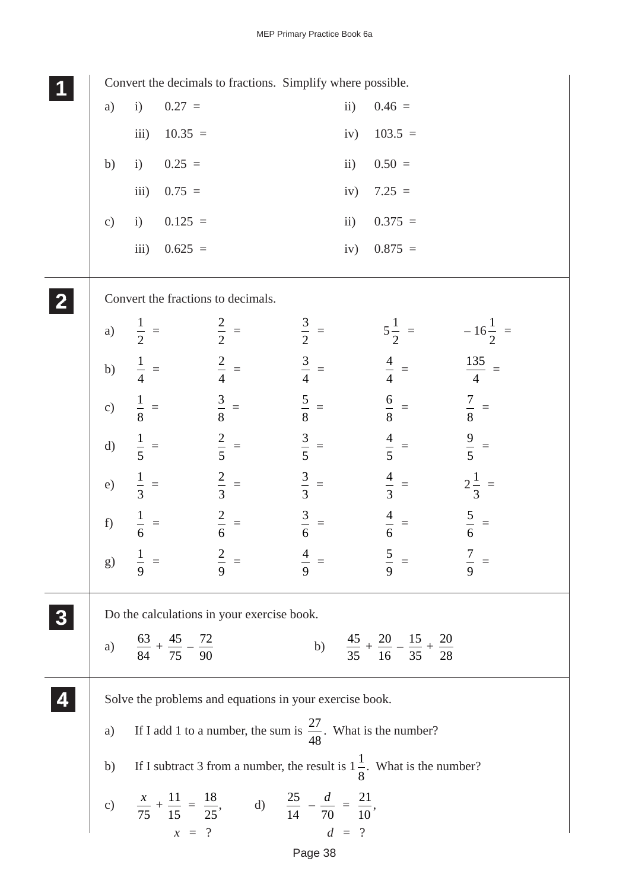**1** Convert the decimals to fractions. Simplify where possible.

a) i) $0.27 =$ ii) $0.46 =$

iii) $10.35 =$ iv) $103.5 =$

b) i) $0.25 =$ ii) $0.50 =$

iii) $0.75 =$ iv) $7.25 =$

c) i) $0.125 =$ ii) $0.375 =$

iii) $0.625 =$ iv) $0.875 =$

**2** Convert the fractions to decimals.

a) $\frac{1}{2} =$ $\frac{2}{2} =$ $\frac{3}{2} =$ $5\frac{1}{2} =$ $-16\frac{1}{2} =$

b) $\frac{1}{4} =$ $\frac{2}{4} =$ $\frac{3}{4} =$ $\frac{4}{4} =$ $\frac{135}{4} =$

c) $\frac{1}{8} =$ $\frac{3}{8} =$ $\frac{5}{8} =$ $\frac{6}{8} =$ $\frac{7}{8} =$

d) $\frac{1}{5} =$ $\frac{2}{5} =$ $\frac{3}{5} =$ $\frac{4}{5} =$ $\frac{9}{5} =$

e) $\frac{1}{3} =$ $\frac{2}{3} =$ $\frac{3}{3} =$ $\frac{4}{3} =$ $2\frac{1}{3} =$

f) $\frac{1}{6} =$ $\frac{2}{6} =$ $\frac{3}{6} =$ $\frac{4}{6} =$ $\frac{5}{6} =$

g) $\frac{1}{9} =$ $\frac{2}{9} =$ $\frac{4}{9} =$ $\frac{5}{9} =$ $\frac{7}{9} =$

**3** Do the calculations in your exercise book.

a) $\frac{63}{84} + \frac{45}{75} - \frac{72}{90}$ b) $\frac{45}{35} + \frac{20}{16} - \frac{15}{35} + \frac{20}{28}$

**4** Solve the problems and equations in your exercise book.

a) If I add 1 to a number, the sum is $\frac{27}{48}$. What is the number?

b) If I subtract 3 from a number, the result is $1\frac{1}{8}$. What is the number?

c) $\frac{x}{75} + \frac{11}{15} = \frac{18}{25}$, $x = ?$ d) $\frac{25}{14} - \frac{d}{70} = \frac{21}{10}$, $d = ?$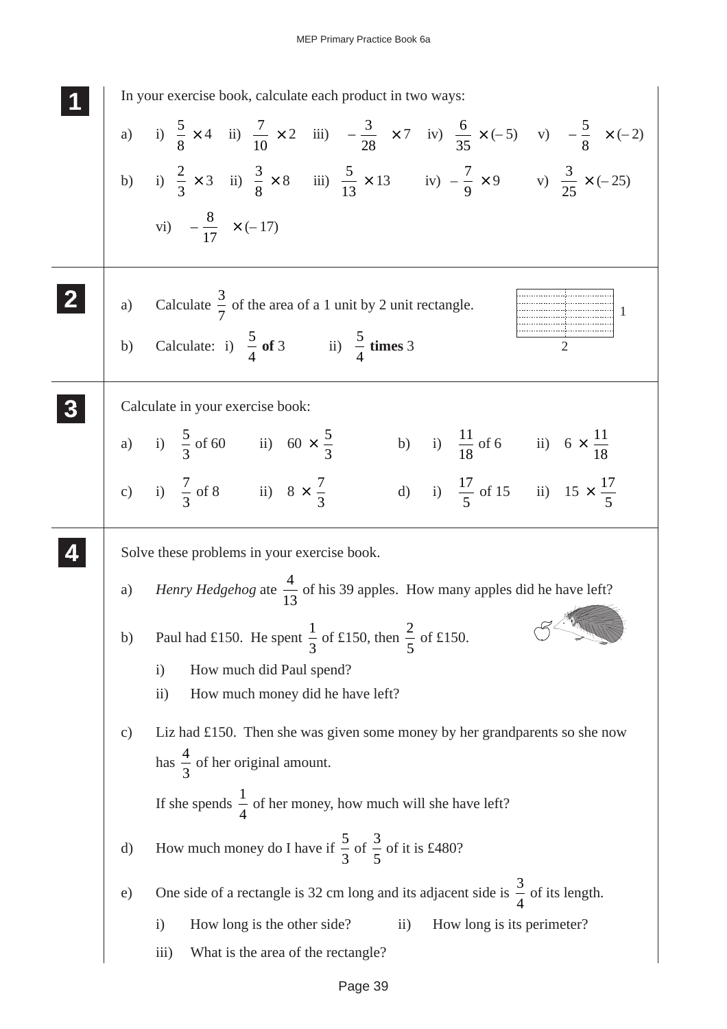**1** In your exercise book, calculate each product in two ways:

a) i) $\frac{5}{8} \times 4$ ii) $\frac{7}{10} \times 2$ iii) $-\frac{3}{28} \times 7$ iv) $\frac{6}{35} \times (-5)$ v) $-\frac{5}{8} \times (-2)$

b) i) $\frac{2}{3} \times 3$ ii) $\frac{3}{8} \times 8$ iii) $\frac{5}{13} \times 13$ iv) $-\frac{7}{9} \times 9$ v) $\frac{3}{25} \times (-25)$

vi) $-\frac{8}{17} \times (-17)$

**2**

a) Calculate $\frac{3}{7}$ of the area of a 1 unit by 2 unit rectangle.

1

2

b) Calculate: i) $\frac{5}{4}$ **of** 3 ii) $\frac{5}{4}$ **times** 3

**3** Calculate in your exercise book:

a) i) $\frac{5}{3}$ of 60 ii) $60 \times \frac{5}{3}$

b) i) $\frac{11}{18}$ of 6 ii) $6 \times \frac{11}{18}$

c) i) $\frac{7}{3}$ of 8 ii) $8 \times \frac{7}{3}$

d) i) $\frac{17}{5}$ of 15 ii) $15 \times \frac{17}{5}$

**4** Solve these problems in your exercise book.

a) *Henry Hedgehog* ate $\frac{4}{13}$ of his 39 apples. How many apples did he have left?

b) Paul had £150. He spent $\frac{1}{3}$ of £150, then $\frac{2}{5}$ of £150.

i) How much did Paul spend?

ii) How much money did he have left?

c) Liz had £150. Then she was given some money by her grandparents so she now has $\frac{4}{3}$ of her original amount.

If she spends $\frac{1}{4}$ of her money, how much will she have left?

d) How much money do I have if $\frac{5}{3}$ of $\frac{3}{5}$ of it is £480?

e) One side of a rectangle is 32 cm long and its adjacent side is $\frac{3}{4}$ of its length.

i) How long is the other side? ii) How long is its perimeter?

iii) What is the area of the rectangle?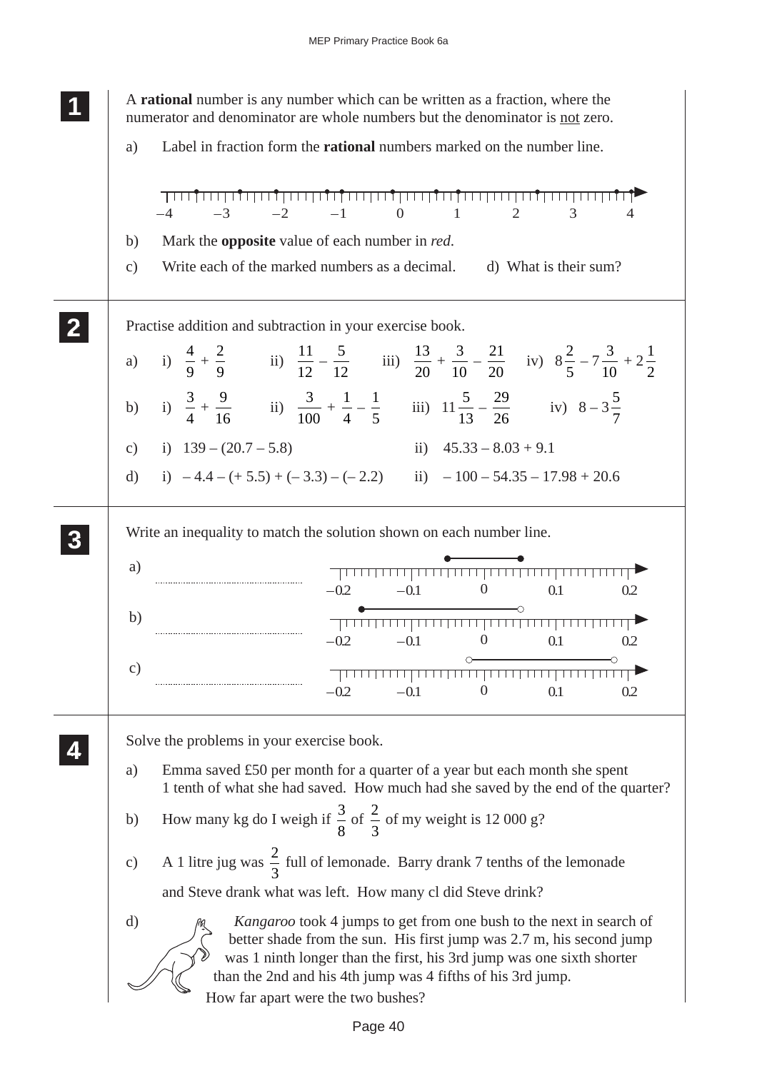**1**

A **rational** number is any number which can be written as a fraction, where the numerator and denominator are whole numbers but the denominator is not zero.

a) Label in fraction form the **rational** numbers marked on the number line.

–4 –3 –2 –1 0 1 2 3 4

b) Mark the **opposite** value of each number in *red*.

c) Write each of the marked numbers as a decimal. d) What is their sum?

**2**

Practise addition and subtraction in your exercise book.

a) i) $\frac{4}{9} + \frac{2}{9}$ ii) $\frac{11}{12} - \frac{5}{12}$ iii) $\frac{13}{20} + \frac{3}{10} - \frac{21}{20}$ iv) $8\frac{2}{5} - 7\frac{3}{10} + 2\frac{1}{2}$

b) i) $\frac{3}{4} + \frac{9}{16}$ ii) $\frac{3}{100} + \frac{1}{4} - \frac{1}{5}$ iii) $11\frac{5}{13} - \frac{29}{26}$ iv) $8 - 3\frac{5}{7}$

c) i) $139 - (20.7 - 5.8)$ ii) $45.33 - 8.03 + 9.1$

d) i) $-4.4 - (+5.5) + (-3.3) - (-2.2)$ ii) $-100 - 54.35 - 17.98 + 20.6$

**3**

Write an inequality to match the solution shown on each number line.

a) ..............................

–0.2 –0.1 0 0.1 0.2

b) ..............................

–0.2 –0.1 0 0.1 0.2

c) ..............................

–0.2 –0.1 0 0.1 0.2

**4**

Solve the problems in your exercise book.

a) Emma saved £50 per month for a quarter of a year but each month she spent 1 tenth of what she had saved. How much had she saved by the end of the quarter?

b) How many kg do I weigh if $\frac{3}{8}$ of $\frac{2}{3}$ of my weight is 12 000 g?

c) A 1 litre jug was $\frac{2}{3}$ full of lemonade. Barry drank 7 tenths of the lemonade and Steve drank what was left. How many cl did Steve drink?

d) *Kangaroo* took 4 jumps to get from one bush to the next in search of better shade from the sun. His first jump was 2.7 m, his second jump was 1 ninth longer than the first, his 3rd jump was one sixth shorter than the 2nd and his 4th jump was 4 fifths of his 3rd jump.

How far apart were the two bushes?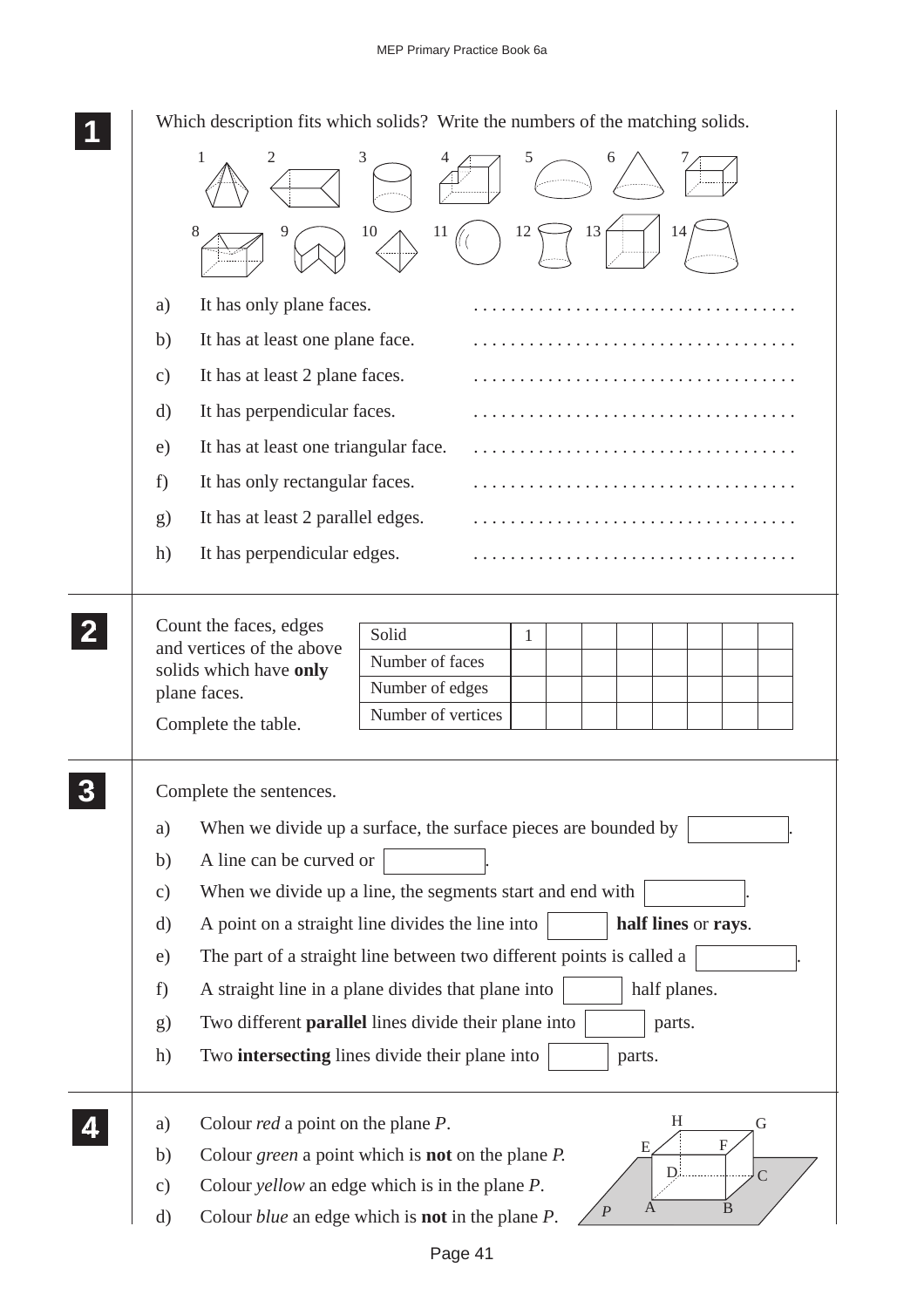**1** Which description fits which solids? Write the numbers of the matching solids.

1 2 3 4 5 6 7

8 9 10 11 12 13 14

a) It has only plane faces. ....................................

b) It has at least one plane face. ....................................

c) It has at least 2 plane faces. ....................................

d) It has perpendicular faces. ....................................

e) It has at least one triangular face. ....................................

f) It has only rectangular faces. ....................................

g) It has at least 2 parallel edges. ....................................

h) It has perpendicular edges. ....................................

**2** Count the faces, edges and vertices of the above solids which have **only** plane faces.

Complete the table.

| Solid | 1 | | | | | | | |
|---|---|---|---|---|---|---|---|---|
| Number of faces | | | | | | | | |
| Number of edges | | | | | | | | |
| Number of vertices | | | | | | | | |

**3** Complete the sentences.

a) When we divide up a surface, the surface pieces are bounded by ☐.

b) A line can be curved or ☐.

c) When we divide up a line, the segments start and end with ☐.

d) A point on a straight line divides the line into ☐ **half lines** or **rays**.

e) The part of a straight line between two different points is called a ☐.

f) A straight line in a plane divides that plane into ☐ half planes.

g) Two different **parallel** lines divide their plane into ☐ parts.

h) Two **intersecting** lines divide their plane into ☐ parts.

**4**

a) Colour *red* a point on the plane *P*.

b) Colour *green* a point which is **not** on the plane *P*.

c) Colour *yellow* an edge which is in the plane *P*.

d) Colour *blue* an edge which is **not** in the plane *P*.

H G E F D C A B *P*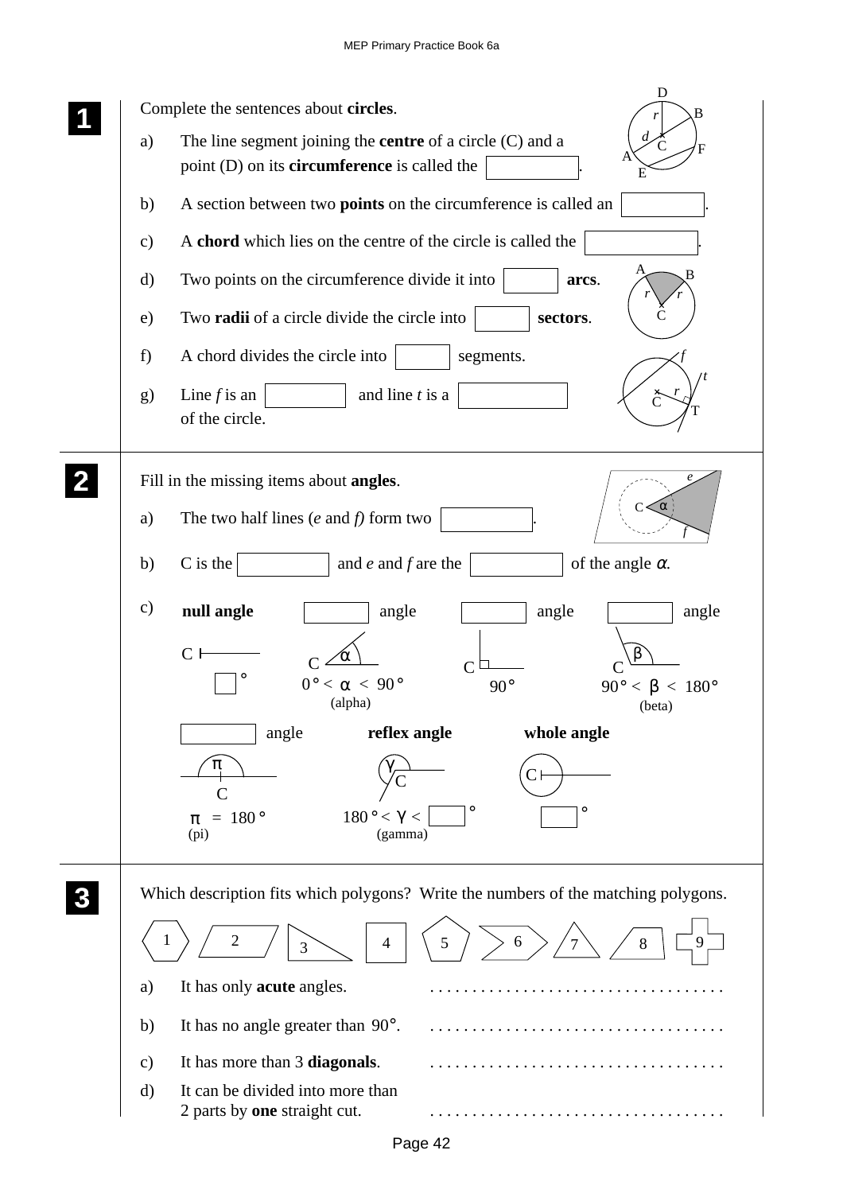**1** Complete the sentences about **circles**.

a) The line segment joining the **centre** of a circle (C) and a point (D) on its **circumference** is called the ________.

b) A section between two **points** on the circumference is called an ________.

c) A **chord** which lies on the centre of the circle is called the ________.

d) Two points on the circumference divide it into ____ **arcs**.

e) Two **radii** of a circle divide the circle into ____ **sectors**.

f) A chord divides the circle into ____ segments.

g) Line *f* is an ________ and line *t* is a ________ of the circle.

**2** Fill in the missing items about **angles**.

a) The two half lines (*e* and *f*) form two ________.

b) C is the ________ and *e* and *f* are the ________ of the angle $\alpha$.

c) **null angle** ________ angle ________ angle ________ angle

____ $^\circ$ $0^\circ < \alpha < 90^\circ$ (alpha) $90^\circ$ $90^\circ < \beta < 180^\circ$ (beta)

________ angle **reflex angle** **whole angle**

$\pi = 180^\circ$ (pi) $180^\circ < \gamma <$ ____ $^\circ$ (gamma) ____ $^\circ$

**3** Which description fits which polygons? Write the numbers of the matching polygons.

a) It has only **acute** angles. ...................................

b) It has no angle greater than $90^\circ$. ...................................

c) It has more than 3 **diagonals**. ...................................

d) It can be divided into more than 2 parts by **one** straight cut. ...................................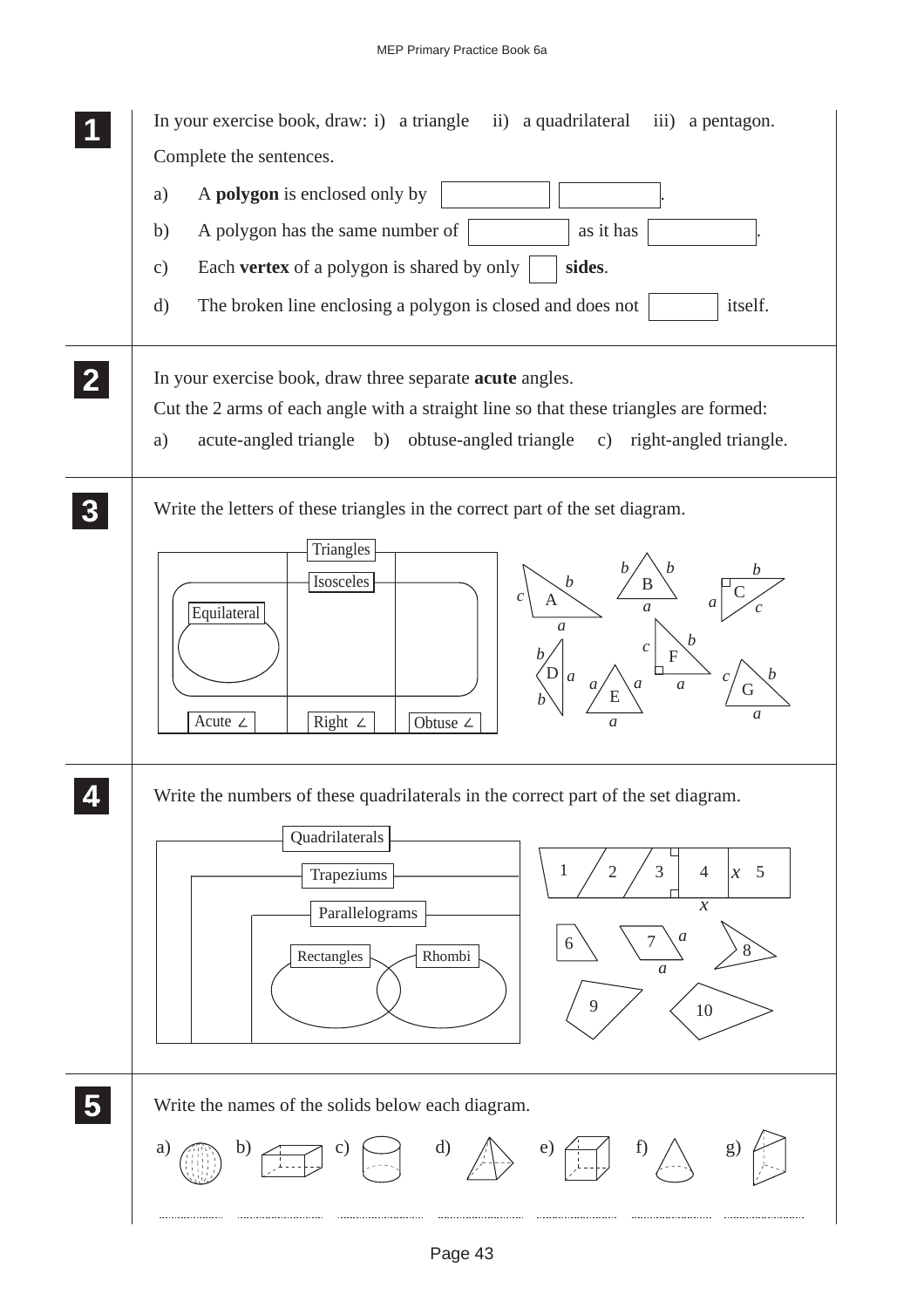**1** In your exercise book, draw: i) a triangle ii) a quadrilateral iii) a pentagon.

Complete the sentences.

a) A **polygon** is enclosed only by [ ] [ ].

b) A polygon has the same number of [ ] as it has [ ].

c) Each **vertex** of a polygon is shared by only [ ] **sides**.

d) The broken line enclosing a polygon is closed and does not [ ] itself.

**2** In your exercise book, draw three separate **acute** angles.

Cut the 2 arms of each angle with a straight line so that these triangles are formed:

a) acute-angled triangle b) obtuse-angled triangle c) right-angled triangle.

**3** Write the letters of these triangles in the correct part of the set diagram.

Triangles

Isosceles

Equilateral

Acute ∠

Right ∠

Obtuse ∠

A B C D E F G

**4** Write the numbers of these quadrilaterals in the correct part of the set diagram.

Quadrilaterals

Trapeziums

Parallelograms

Rectangles

Rhombi

1 2 3 4 5 6 7 8 9 10

**5** Write the names of the solids below each diagram.

a) ............ b) ............ c) ............ d) ............ e) ............ f) ............ g) ............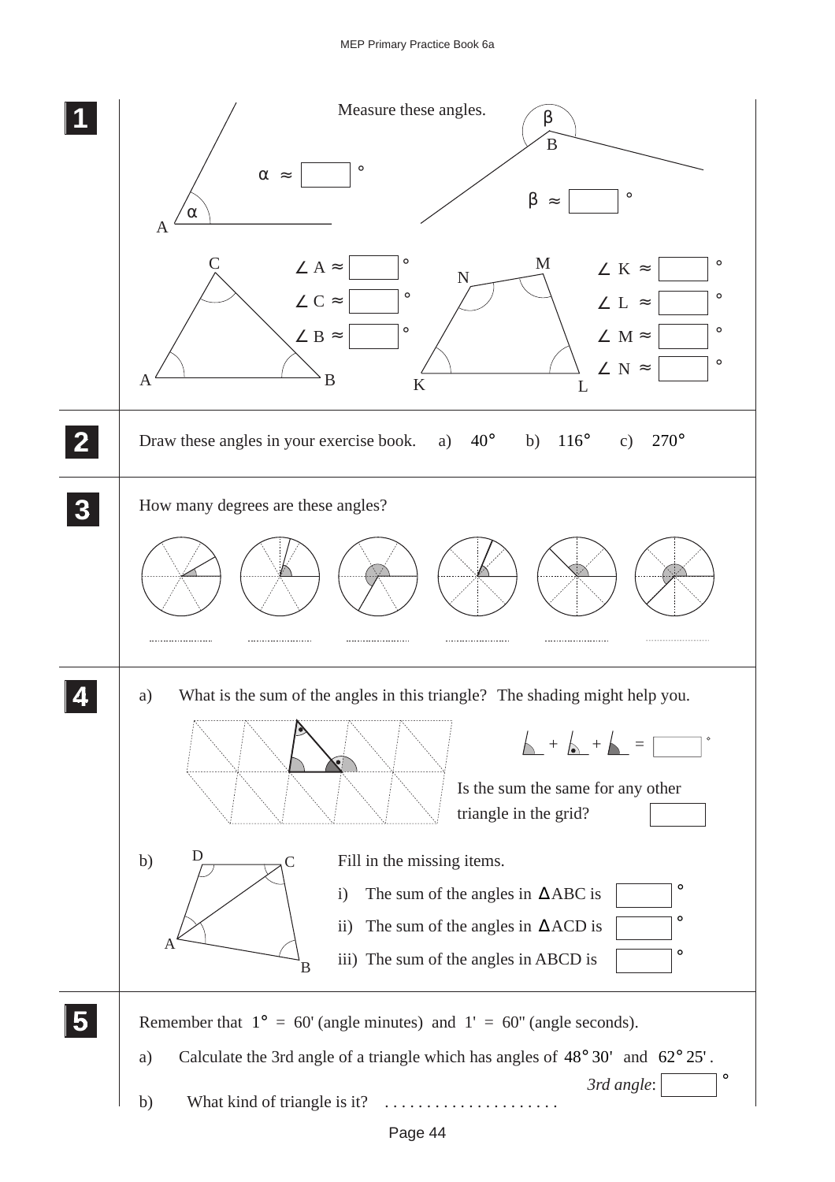**1** Measure these angles.

$\alpha \approx$ ☐ °

$\beta \approx$ ☐ °

$\angle A \approx$ ☐ °

$\angle C \approx$ ☐ °

$\angle B \approx$ ☐ °

$\angle K \approx$ ☐ °

$\angle L \approx$ ☐ °

$\angle M \approx$ ☐ °

$\angle N \approx$ ☐ °

**2** Draw these angles in your exercise book. a) 40° b) 116° c) 270°

**3** How many degrees are these angles?

.................... .................... .................... .................... .................... ....................

**4**

a) What is the sum of the angles in this triangle? The shading might help you.

☐ + ☐ + ☐ = ☐ °

Is the sum the same for any other triangle in the grid? ☐

b) Fill in the missing items.

i) The sum of the angles in $\Delta$ABC is ☐ °

ii) The sum of the angles in $\Delta$ACD is ☐ °

iii) The sum of the angles in ABCD is ☐ °

**5** Remember that 1° = 60' (angle minutes) and 1' = 60'' (angle seconds).

a) Calculate the 3rd angle of a triangle which has angles of 48° 30' and 62° 25'.

*3rd angle*: ☐ °

b) What kind of triangle is it? . . . . . . . . . . . . . . . . . . . . .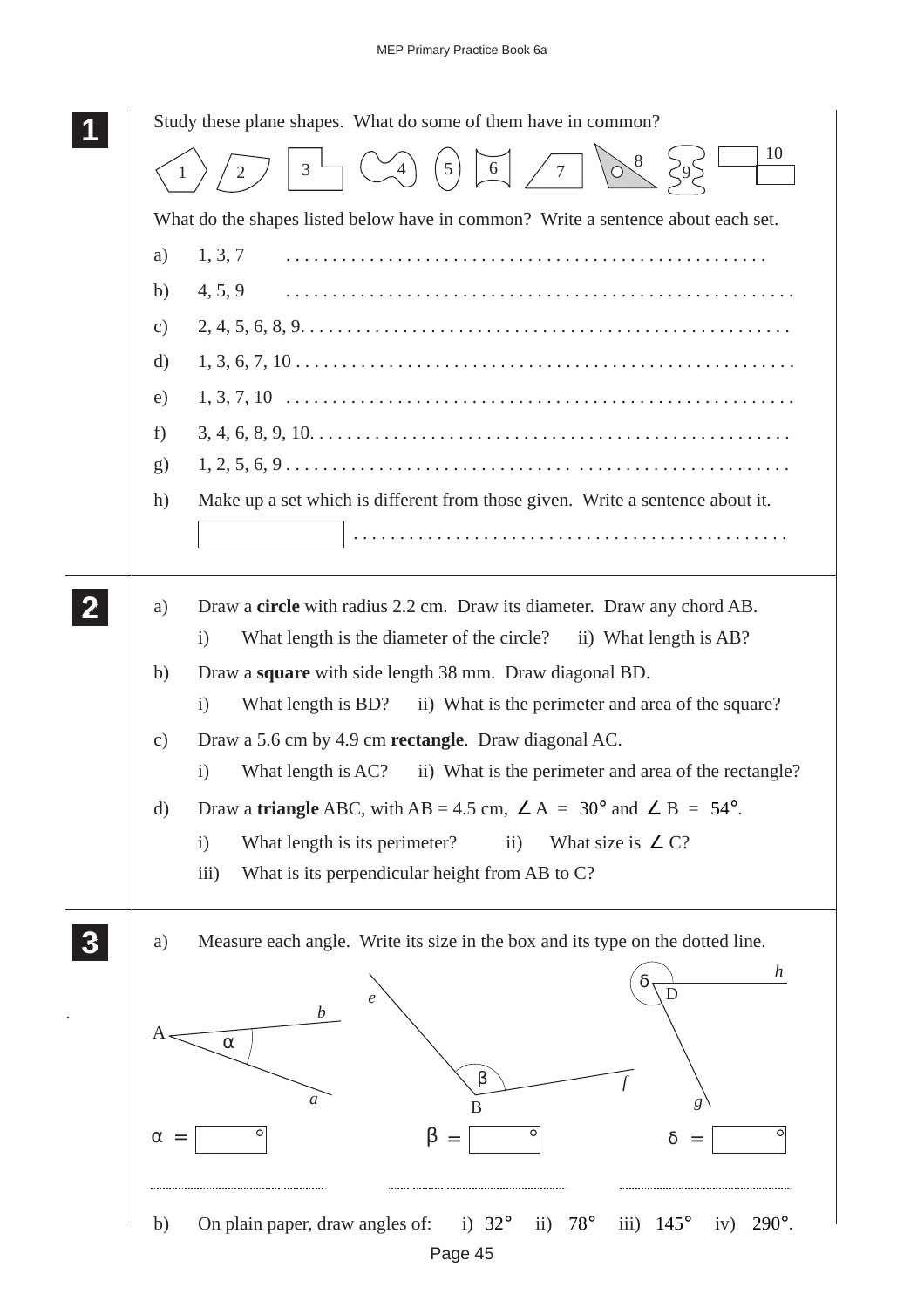## 1

Study these plane shapes. What do some of them have in common?

1 2 3 4 5 6 7 8 9 10

What do the shapes listed below have in common? Write a sentence about each set.

a) 1, 3, 7 . . . . . . . . . . . . . . . . . . . . . . . . . . . . . . . . . . . . . . . . . . . . . . . .

b) 4, 5, 9 . . . . . . . . . . . . . . . . . . . . . . . . . . . . . . . . . . . . . . . . . . . . . . . . . . .

c) 2, 4, 5, 6, 8, 9. . . . . . . . . . . . . . . . . . . . . . . . . . . . . . . . . . . . . . . . . . . . . . . .

d) 1, 3, 6, 7, 10 . . . . . . . . . . . . . . . . . . . . . . . . . . . . . . . . . . . . . . . . . . . . . . . .

e) 1, 3, 7, 10 . . . . . . . . . . . . . . . . . . . . . . . . . . . . . . . . . . . . . . . . . . . . . . . . . .

f) 3, 4, 6, 8, 9, 10. . . . . . . . . . . . . . . . . . . . . . . . . . . . . . . . . . . . . . . . . . . . . . .

g) 1, 2, 5, 6, 9 . . . . . . . . . . . . . . . . . . . . . . . . . . . . . . . . . . . . . . . . . . . . . . . . .

h) Make up a set which is different from those given. Write a sentence about it.

[ ] . . . . . . . . . . . . . . . . . . . . . . . . . . . . . . . . . . . . . . . . . . . .

## 2

a) Draw a **circle** with radius 2.2 cm. Draw its diameter. Draw any chord AB.

   i) What length is the diameter of the circle? ii) What length is AB?

b) Draw a **square** with side length 38 mm. Draw diagonal BD.

   i) What length is BD? ii) What is the perimeter and area of the square?

c) Draw a 5.6 cm by 4.9 cm **rectangle**. Draw diagonal AC.

   i) What length is AC? ii) What is the perimeter and area of the rectangle?

d) Draw a **triangle** ABC, with AB = 4.5 cm, $\angle A = 30°$ and $\angle B = 54°$.

   i) What length is its perimeter? ii) What size is $\angle C$?

   iii) What is its perpendicular height from AB to C?

## 3

a) Measure each angle. Write its size in the box and its type on the dotted line.

A, α, a, b &nbsp;&nbsp;&nbsp; B, β, e, f &nbsp;&nbsp;&nbsp; D, δ, g, h

$\alpha$ = [ ]° &nbsp;&nbsp;&nbsp; $\beta$ = [ ]° &nbsp;&nbsp;&nbsp; $\delta$ = [ ]°

. . . . . . . . . . . . . . . . &nbsp;&nbsp;&nbsp; . . . . . . . . . . . . . . . . &nbsp;&nbsp;&nbsp; . . . . . . . . . . . . . . . .

b) On plain paper, draw angles of: i) 32° ii) 78° iii) 145° iv) 290°.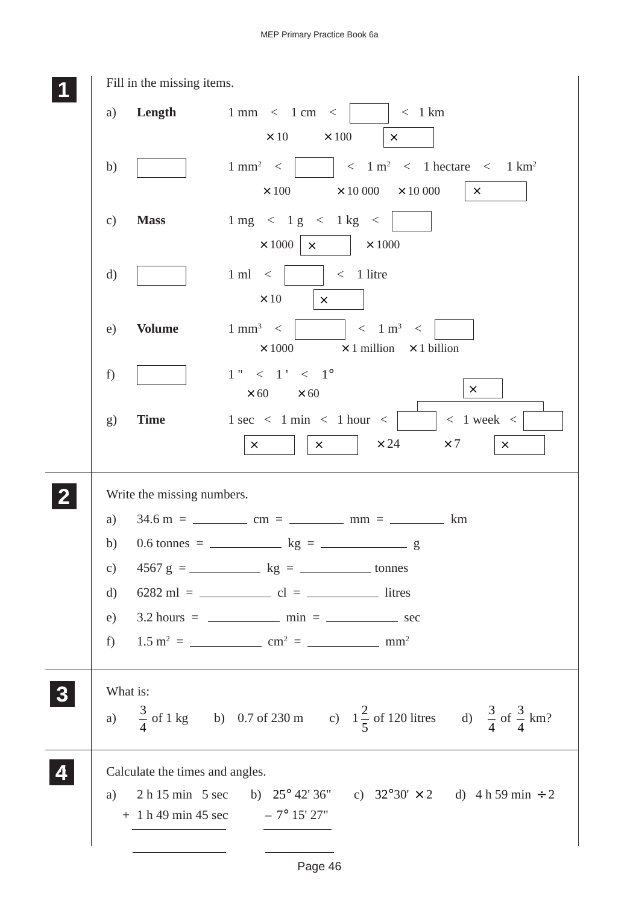**1** Fill in the missing items.

a) **Length** 1 mm < 1 cm < ______ < 1 km

$\times 10$ $\times 100$ $\times$ ______

b) ______ 1 $mm^2$ < ______ < 1 $m^2$ < 1 hectare < 1 $km^2$

$\times 100$ $\times 10\,000$ $\times 10\,000$ $\times$ ______

c) **Mass** 1 mg < 1 g < 1 kg < ______

$\times 1000$ $\times$ ______ $\times 1000$

d) ______ 1 ml < ______ < 1 litre

$\times 10$ $\times$ ______

e) **Volume** 1 $mm^3$ < ______ < 1 $m^3$ < ______

$\times 1000$ $\times 1$ million $\times 1$ billion

f) ______ 1 " < 1 ' < 1°

$\times 60$ $\times 60$

g) **Time** 1 sec < 1 min < 1 hour < ______ < 1 week < ______

$\times$ ______ $\times$ ______ $\times 24$ $\times 7$ $\times$ ______ (spanning from ______ to 1 week) $\times$ ______

**2** Write the missing numbers.

a) 34.6 m = ______ cm = ______ mm = ______ km

b) 0.6 tonnes = ______ kg = ______ g

c) 4567 g = ______ kg = ______ tonnes

d) 6282 ml = ______ cl = ______ litres

e) 3.2 hours = ______ min = ______ sec

f) 1.5 $m^2$ = ______ $cm^2$ = ______ $mm^2$

**3** What is:

a) $\frac{3}{4}$ of 1 kg   b) 0.7 of 230 m   c) $1\frac{2}{5}$ of 120 litres   d) $\frac{3}{4}$ of $\frac{3}{4}$ km?

**4** Calculate the times and angles.

a)
```
   2 h 15 min  5 sec
+  1 h 49 min 45 sec
  ___________________
```

b)
```
   25° 42' 36"
–   7° 15' 27"
  ____________
```

c) 32°30' × 2

d) 4 h 59 min ÷ 2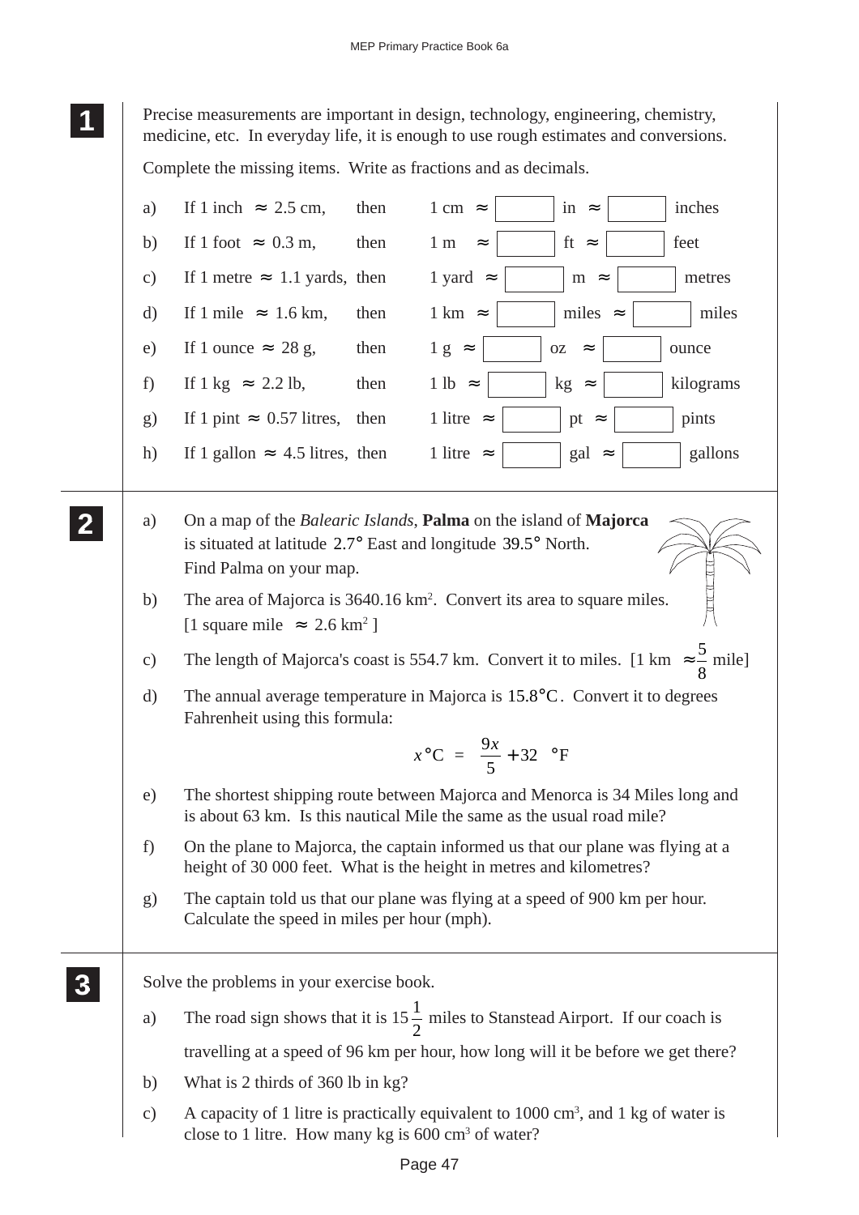**1**

Precise measurements are important in design, technology, engineering, chemistry, medicine, etc. In everyday life, it is enough to use rough estimates and conversions.

Complete the missing items. Write as fractions and as decimals.

a) If 1 inch $\approx$ 2.5 cm, then 1 cm $\approx$ ☐ in $\approx$ ☐ inches

b) If 1 foot $\approx$ 0.3 m, then 1 m $\approx$ ☐ ft $\approx$ ☐ feet

c) If 1 metre $\approx$ 1.1 yards, then 1 yard $\approx$ ☐ m $\approx$ ☐ metres

d) If 1 mile $\approx$ 1.6 km, then 1 km $\approx$ ☐ miles $\approx$ ☐ miles

e) If 1 ounce $\approx$ 28 g, then 1 g $\approx$ ☐ oz $\approx$ ☐ ounce

f) If 1 kg $\approx$ 2.2 lb, then 1 lb $\approx$ ☐ kg $\approx$ ☐ kilograms

g) If 1 pint $\approx$ 0.57 litres, then 1 litre $\approx$ ☐ pt $\approx$ ☐ pints

h) If 1 gallon $\approx$ 4.5 litres, then 1 litre $\approx$ ☐ gal $\approx$ ☐ gallons

**2**

a) On a map of the *Balearic Islands*, **Palma** on the island of **Majorca** is situated at latitude $2.7°$ East and longitude $39.5°$ North. Find Palma on your map.

b) The area of Majorca is 3640.16 km$^2$. Convert its area to square miles. [1 square mile $\approx$ 2.6 km$^2$ ]

c) The length of Majorca's coast is 554.7 km. Convert it to miles. [1 km $\approx \frac{5}{8}$ mile]

d) The annual average temperature in Majorca is $15.8°$C. Convert it to degrees Fahrenheit using this formula:

$$x\,°\text{C} = \left(\frac{9x}{5} + 32\right)°\text{F}$$

e) The shortest shipping route between Majorca and Menorca is 34 Miles long and is about 63 km. Is this nautical Mile the same as the usual road mile?

f) On the plane to Majorca, the captain informed us that our plane was flying at a height of 30 000 feet. What is the height in metres and kilometres?

g) The captain told us that our plane was flying at a speed of 900 km per hour. Calculate the speed in miles per hour (mph).

**3**

Solve the problems in your exercise book.

a) The road sign shows that it is $15\frac{1}{2}$ miles to Stanstead Airport. If our coach is travelling at a speed of 96 km per hour, how long will it be before we get there?

b) What is 2 thirds of 360 lb in kg?

c) A capacity of 1 litre is practically equivalent to 1000 cm$^3$, and 1 kg of water is close to 1 litre. How many kg is 600 cm$^3$ of water?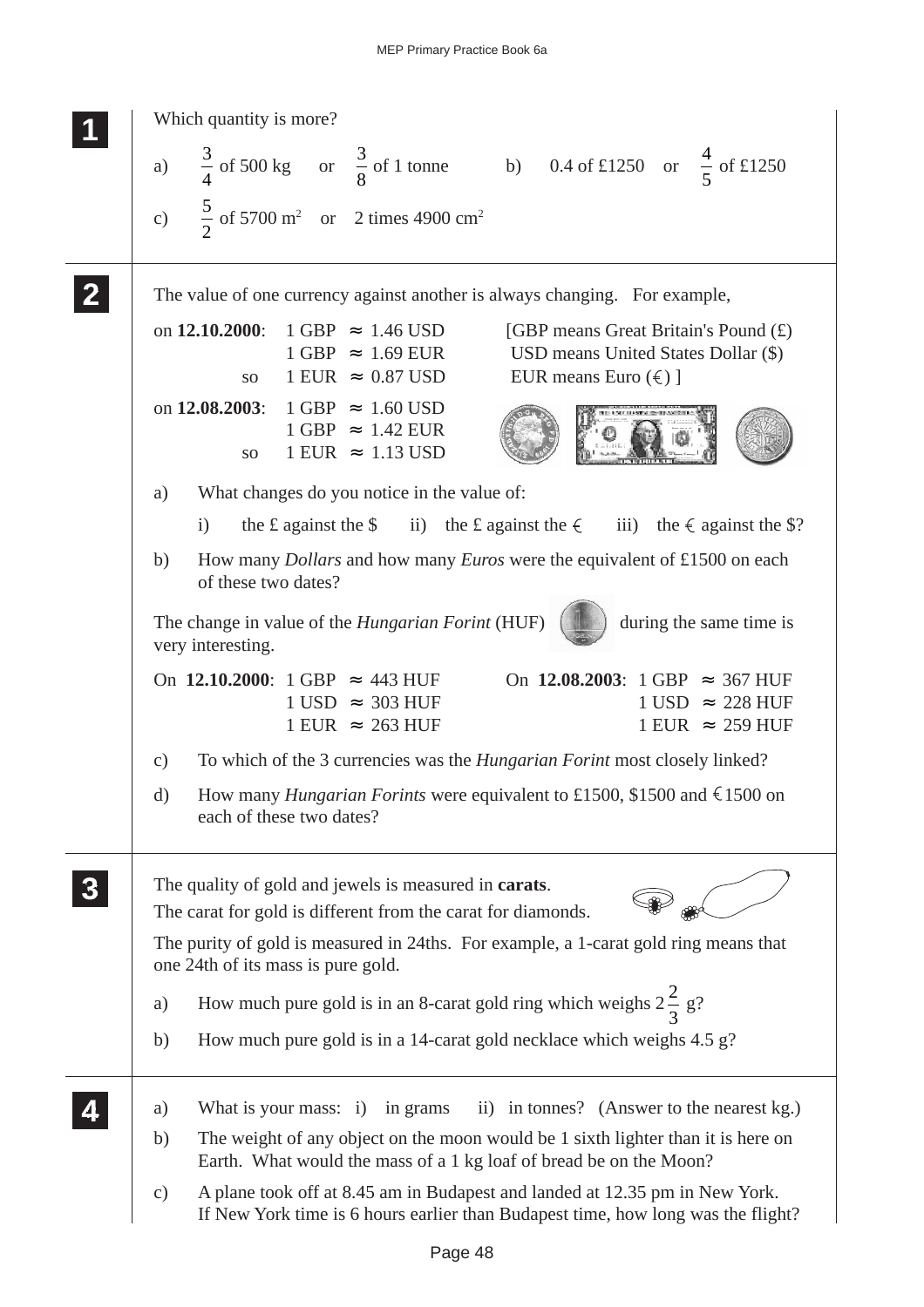**1**

Which quantity is more?

a) $\frac{3}{4}$ of 500 kg or $\frac{3}{8}$ of 1 tonne

b) 0.4 of £1250 or $\frac{4}{5}$ of £1250

c) $\frac{5}{2}$ of 5700 m$^2$ or 2 times 4900 cm$^2$

**2**

The value of one currency against another is always changing. For example,

on **12.10.2000**: 1 GBP ≈ 1.46 USD
1 GBP ≈ 1.69 EUR
so 1 EUR ≈ 0.87 USD

[GBP means Great Britain's Pound (£)
USD means United States Dollar ($)
EUR means Euro (€) ]

on **12.08.2003**: 1 GBP ≈ 1.60 USD
1 GBP ≈ 1.42 EUR
so 1 EUR ≈ 1.13 USD

a) What changes do you notice in the value of:

i) the £ against the $ ii) the £ against the € iii) the € against the $?

b) How many *Dollars* and how many *Euros* were the equivalent of £1500 on each of these two dates?

The change in value of the *Hungarian Forint* (HUF) during the same time is very interesting.

On **12.10.2000**: 1 GBP ≈ 443 HUF
1 USD ≈ 303 HUF
1 EUR ≈ 263 HUF

On **12.08.2003**: 1 GBP ≈ 367 HUF
1 USD ≈ 228 HUF
1 EUR ≈ 259 HUF

c) To which of the 3 currencies was the *Hungarian Forint* most closely linked?

d) How many *Hungarian Forints* were equivalent to £1500, $1500 and €1500 on each of these two dates?

**3**

The quality of gold and jewels is measured in **carats**.
The carat for gold is different from the carat for diamonds.

The purity of gold is measured in 24ths. For example, a 1-carat gold ring means that one 24th of its mass is pure gold.

a) How much pure gold is in an 8-carat gold ring which weighs $2\frac{2}{3}$ g?

b) How much pure gold is in a 14-carat gold necklace which weighs 4.5 g?

**4**

a) What is your mass: i) in grams ii) in tonnes? (Answer to the nearest kg.)

b) The weight of any object on the moon would be 1 sixth lighter than it is here on Earth. What would the mass of a 1 kg loaf of bread be on the Moon?

c) A plane took off at 8.45 am in Budapest and landed at 12.35 pm in New York. If New York time is 6 hours earlier than Budapest time, how long was the flight?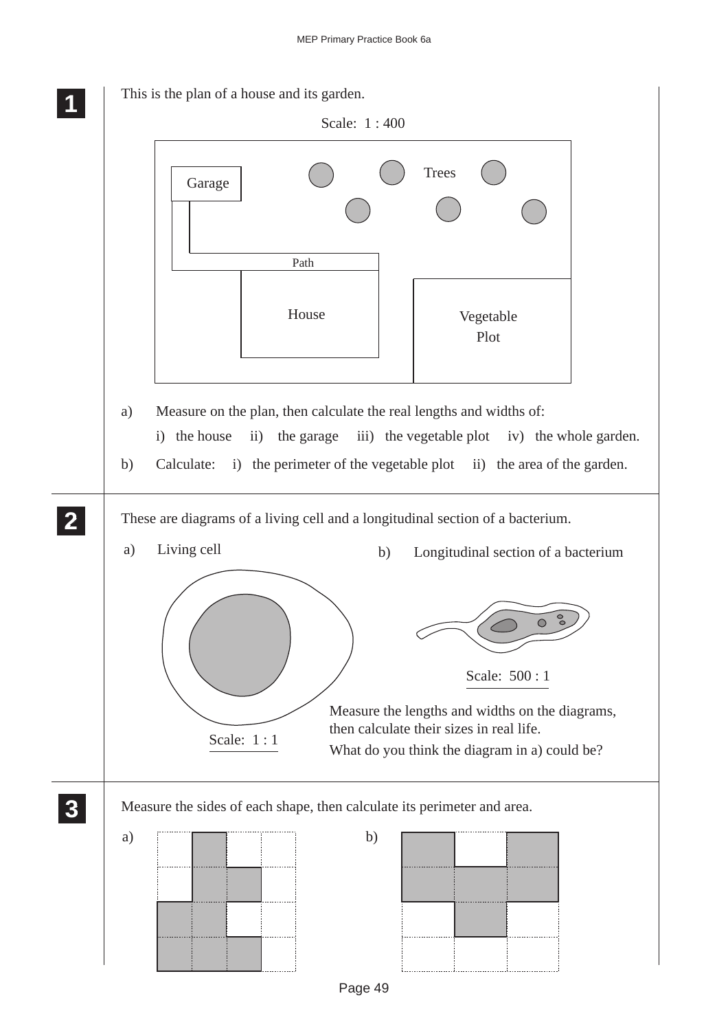**1**

This is the plan of a house and its garden.

Scale: 1 : 400

Garage

Trees

Path

House

Vegetable Plot

a) Measure on the plan, then calculate the real lengths and widths of:

i) the house ii) the garage iii) the vegetable plot iv) the whole garden.

b) Calculate: i) the perimeter of the vegetable plot ii) the area of the garden.

**2**

These are diagrams of a living cell and a longitudinal section of a bacterium.

a) Living cell

Scale: 1 : 1

b) Longitudinal section of a bacterium

Scale: 500 : 1

Measure the lengths and widths on the diagrams, then calculate their sizes in real life.

What do you think the diagram in a) could be?

**3**

Measure the sides of each shape, then calculate its perimeter and area.

a)

b)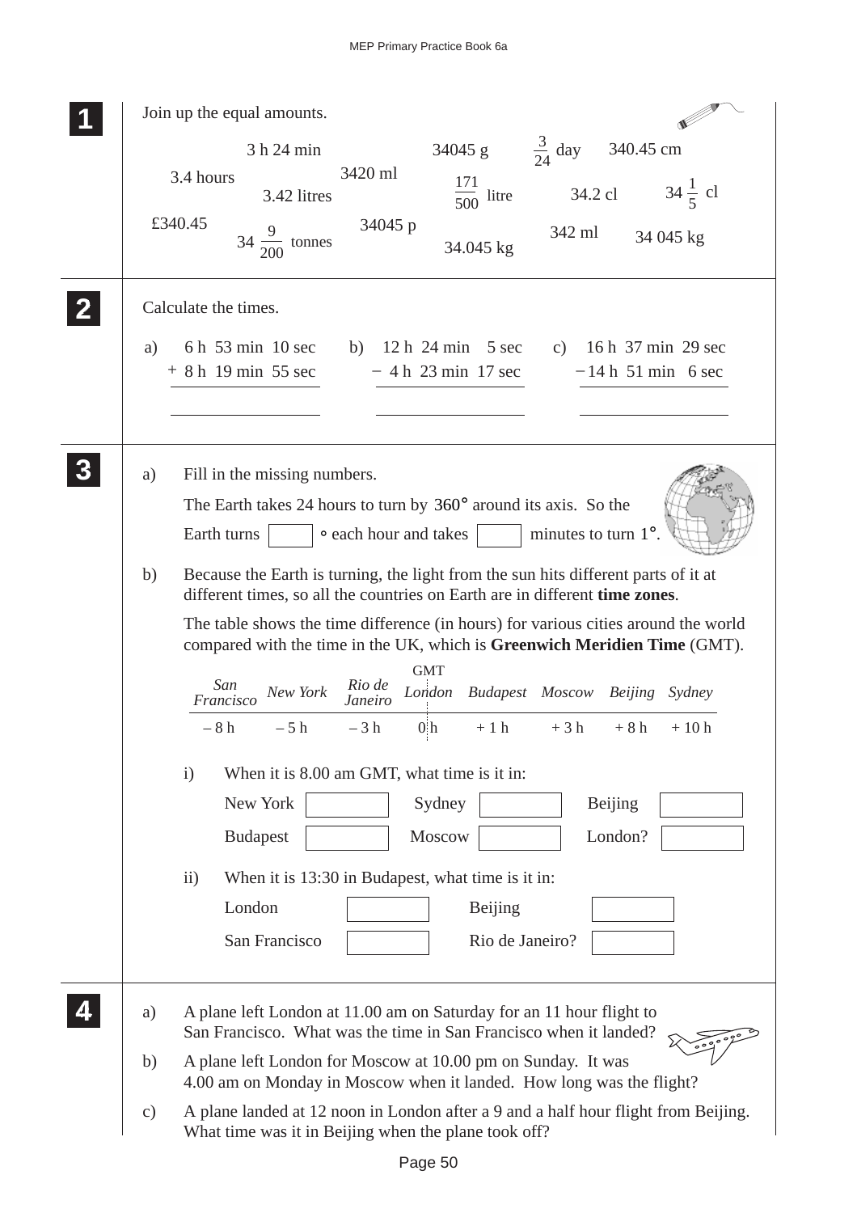**1**

Join up the equal amounts.

3 h 24 min　　34045 g　　$\frac{3}{24}$ day　　340.45 cm

3.4 hours　　3420 ml　　$\frac{171}{500}$ litre　　34.2 cl　　$34\frac{1}{5}$ cl

3.42 litres

£340.45　　34045 p　　342 ml　　34 045 kg

$34\frac{9}{200}$ tonnes　　34.045 kg

**2**

Calculate the times.

a)
```
  6 h  53 min  10 sec
+ 8 h  19 min  55 sec
_____________________
```

b)
```
  12 h  24 min   5 sec
−  4 h  23 min  17 sec
______________________
```

c)
```
  16 h  37 min  29 sec
− 14 h  51 min   6 sec
______________________
```

**3**

a) Fill in the missing numbers.

The Earth takes 24 hours to turn by $360°$ around its axis. So the Earth turns ☐ ° each hour and takes ☐ minutes to turn $1°$.

b) Because the Earth is turning, the light from the sun hits different parts of it at different times, so all the countries on Earth are in different **time zones**.

The table shows the time difference (in hours) for various cities around the world compared with the time in the UK, which is **Greenwich Meridien Time** (GMT).

| *San Francisco* | *New York* | *Rio de Janeiro* | GMT *London* | *Budapest* | *Moscow* | *Beijing* | *Sydney* |
|---|---|---|---|---|---|---|---|
| – 8 h | – 5 h | – 3 h | 0 h | + 1 h | + 3 h | + 8 h | + 10 h |

i) When it is 8.00 am GMT, what time is it in:

New York ☐　　Sydney ☐　　Beijing ☐

Budapest ☐　　Moscow ☐　　London? ☐

ii) When it is 13:30 in Budapest, what time is it in:

London ☐　　Beijing ☐

San Francisco ☐　　Rio de Janeiro? ☐

**4**

a) A plane left London at 11.00 am on Saturday for an 11 hour flight to San Francisco. What was the time in San Francisco when it landed?

b) A plane left London for Moscow at 10.00 pm on Sunday. It was 4.00 am on Monday in Moscow when it landed. How long was the flight?

c) A plane landed at 12 noon in London after a 9 and a half hour flight from Beijing. What time was it in Beijing when the plane took off?